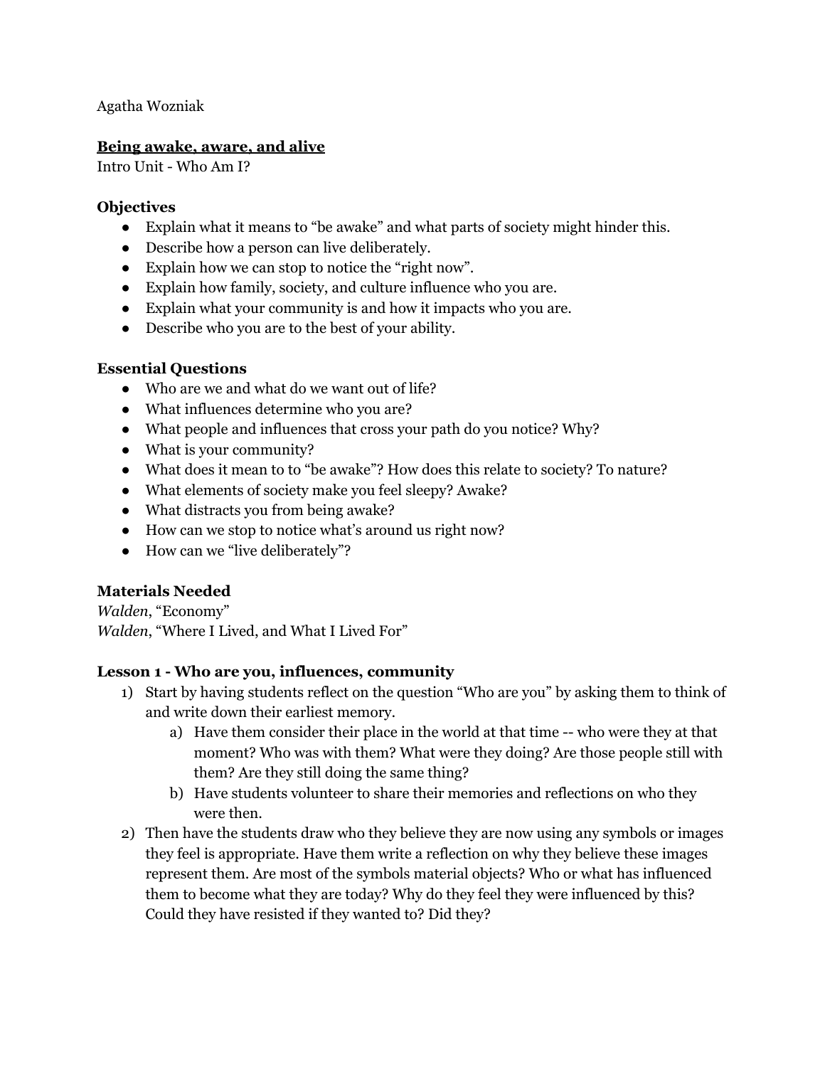Agatha Wozniak

**Being awake, aware, and alive**

Intro Unit - Who Am I?

### Objectives

- Explain what it means to "be awake" and what parts of society might hinder this.
- Describe how a person can live deliberately.
- Explain how we can stop to notice the "right now".
- Explain how family, society, and culture influence who you are.
- Explain what your community is and how it impacts who you are.
- Describe who you are to the best of your ability.

### Essential Questions

- Who are we and what do we want out of life?
- What influences determine who you are?
- What people and influences that cross your path do you notice? Why?
- What is your community?
- What does it mean to to "be awake"? How does this relate to society? To nature?
- What elements of society make you feel sleepy? Awake?
- What distracts you from being awake?
- How can we stop to notice what's around us right now?
- How can we "live deliberately"?

### Materials Needed

*Walden*, "Economy"
*Walden*, "Where I Lived, and What I Lived For"

### Lesson 1 - Who are you, influences, community

1) Start by having students reflect on the question "Who are you" by asking them to think of and write down their earliest memory.
    a) Have them consider their place in the world at that time -- who were they at that moment? Who was with them? What were they doing? Are those people still with them? Are they still doing the same thing?
    b) Have students volunteer to share their memories and reflections on who they were then.
2) Then have the students draw who they believe they are now using any symbols or images they feel is appropriate. Have them write a reflection on why they believe these images represent them. Are most of the symbols material objects? Who or what has influenced them to become what they are today? Why do they feel they were influenced by this? Could they have resisted if they wanted to? Did they?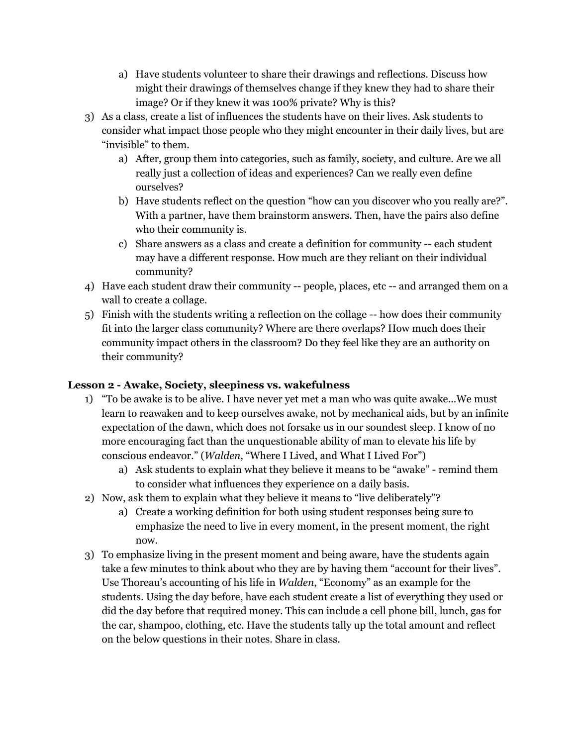a) Have students volunteer to share their drawings and reflections. Discuss how might their drawings of themselves change if they knew they had to share their image? Or if they knew it was 100% private? Why is this?

3) As a class, create a list of influences the students have on their lives. Ask students to consider what impact those people who they might encounter in their daily lives, but are "invisible" to them.
   a) After, group them into categories, such as family, society, and culture. Are we all really just a collection of ideas and experiences? Can we really even define ourselves?
   b) Have students reflect on the question "how can you discover who you really are?". With a partner, have them brainstorm answers. Then, have the pairs also define who their community is.
   c) Share answers as a class and create a definition for community -- each student may have a different response. How much are they reliant on their individual community?
4) Have each student draw their community -- people, places, etc -- and arranged them on a wall to create a collage.
5) Finish with the students writing a reflection on the collage -- how does their community fit into the larger class community? Where are there overlaps? How much does their community impact others in the classroom? Do they feel like they are an authority on their community?

**Lesson 2 - Awake, Society, sleepiness vs. wakefulness**

1) "To be awake is to be alive. I have never yet met a man who was quite awake...We must learn to reawaken and to keep ourselves awake, not by mechanical aids, but by an infinite expectation of the dawn, which does not forsake us in our soundest sleep. I know of no more encouraging fact than the unquestionable ability of man to elevate his life by conscious endeavor." (*Walden*, "Where I Lived, and What I Lived For")
   a) Ask students to explain what they believe it means to be "awake" - remind them to consider what influences they experience on a daily basis.
2) Now, ask them to explain what they believe it means to "live deliberately"?
   a) Create a working definition for both using student responses being sure to emphasize the need to live in every moment, in the present moment, the right now.
3) To emphasize living in the present moment and being aware, have the students again take a few minutes to think about who they are by having them "account for their lives". Use Thoreau's accounting of his life in *Walden*, "Economy" as an example for the students. Using the day before, have each student create a list of everything they used or did the day before that required money. This can include a cell phone bill, lunch, gas for the car, shampoo, clothing, etc. Have the students tally up the total amount and reflect on the below questions in their notes. Share in class.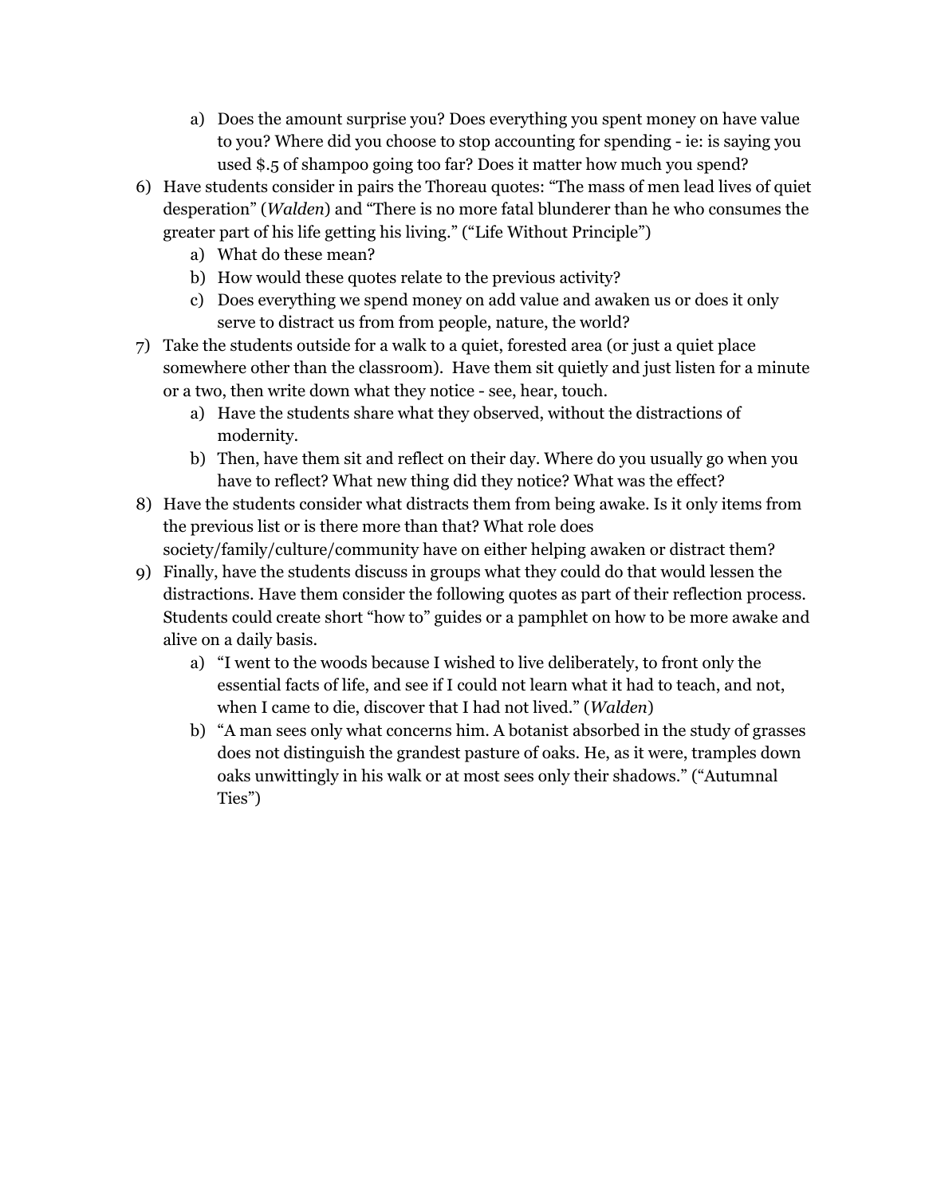a) Does the amount surprise you? Does everything you spent money on have value to you? Where did you choose to stop accounting for spending - ie: is saying you used $.5 of shampoo going too far? Does it matter how much you spend?

6) Have students consider in pairs the Thoreau quotes: "The mass of men lead lives of quiet desperation" (*Walden*) and "There is no more fatal blunderer than he who consumes the greater part of his life getting his living." ("Life Without Principle")
   a) What do these mean?
   b) How would these quotes relate to the previous activity?
   c) Does everything we spend money on add value and awaken us or does it only serve to distract us from from people, nature, the world?

7) Take the students outside for a walk to a quiet, forested area (or just a quiet place somewhere other than the classroom). Have them sit quietly and just listen for a minute or a two, then write down what they notice - see, hear, touch.
   a) Have the students share what they observed, without the distractions of modernity.
   b) Then, have them sit and reflect on their day. Where do you usually go when you have to reflect? What new thing did they notice? What was the effect?

8) Have the students consider what distracts them from being awake. Is it only items from the previous list or is there more than that? What role does society/family/culture/community have on either helping awaken or distract them?

9) Finally, have the students discuss in groups what they could do that would lessen the distractions. Have them consider the following quotes as part of their reflection process. Students could create short "how to" guides or a pamphlet on how to be more awake and alive on a daily basis.
   a) "I went to the woods because I wished to live deliberately, to front only the essential facts of life, and see if I could not learn what it had to teach, and not, when I came to die, discover that I had not lived." (*Walden*)
   b) "A man sees only what concerns him. A botanist absorbed in the study of grasses does not distinguish the grandest pasture of oaks. He, as it were, tramples down oaks unwittingly in his walk or at most sees only their shadows." ("Autumnal Ties")